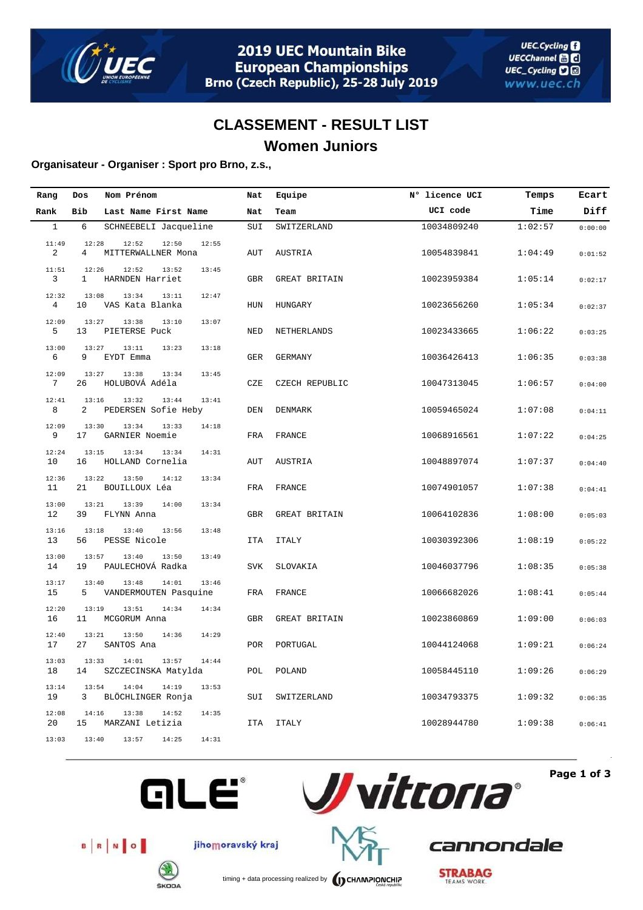## 2019 UEC Mountain Bike European Championships

Brno (Czech Republic), 25-28 July 2019

# CLASSEMENT - RESULT LIST

## Women Juniors

**Organisateur - Organiser : Sport pro Brno, z.s.,**

| Rang / Rank | Dos / Bib | Nom Prénom / Last Name First Name | Nat | Equipe / Team | N° licence UCI / UCI code | Temps / Time | Ecart / Diff |
|---|---|---|---|---|---|---|---|
| 1 | 6 | SCHNEEBELI Jacqueline | SUI | SWITZERLAND | 10034809240 | 1:02:57 | 0:00:00 |
| | | 11:49 12:28 12:52 12:50 12:55 | | | | | |
| 2 | 4 | MITTERWALLNER Mona | AUT | AUSTRIA | 10054839841 | 1:04:49 | 0:01:52 |
| | | 11:51 12:26 12:52 13:52 13:45 | | | | | |
| 3 | 1 | HARNDEN Harriet | GBR | GREAT BRITAIN | 10023959384 | 1:05:14 | 0:02:17 |
| | | 12:32 13:08 13:34 13:11 12:47 | | | | | |
| 4 | 10 | VAS Kata Blanka | HUN | HUNGARY | 10023656260 | 1:05:34 | 0:02:37 |
| | | 12:09 13:27 13:38 13:10 13:07 | | | | | |
| 5 | 13 | PIETERSE Puck | NED | NETHERLANDS | 10023433665 | 1:06:22 | 0:03:25 |
| | | 13:00 13:27 13:11 13:23 13:18 | | | | | |
| 6 | 9 | EYDT Emma | GER | GERMANY | 10036426413 | 1:06:35 | 0:03:38 |
| | | 12:09 13:27 13:38 13:34 13:45 | | | | | |
| 7 | 26 | HOLUBOVÁ Adéla | CZE | CZECH REPUBLIC | 10047313045 | 1:06:57 | 0:04:00 |
| | | 12:41 13:16 13:32 13:44 13:41 | | | | | |
| 8 | 2 | PEDERSEN Sofie Heby | DEN | DENMARK | 10059465024 | 1:07:08 | 0:04:11 |
| | | 12:09 13:30 13:34 13:33 14:18 | | | | | |
| 9 | 17 | GARNIER Noemie | FRA | FRANCE | 10068916561 | 1:07:22 | 0:04:25 |
| | | 12:24 13:15 13:34 13:34 14:31 | | | | | |
| 10 | 16 | HOLLAND Cornelia | AUT | AUSTRIA | 10048897074 | 1:07:37 | 0:04:40 |
| | | 12:36 13:22 13:50 14:12 13:34 | | | | | |
| 11 | 21 | BOUILLOUX Léa | FRA | FRANCE | 10074901057 | 1:07:38 | 0:04:41 |
| | | 13:00 13:21 13:39 14:00 13:34 | | | | | |
| 12 | 39 | FLYNN Anna | GBR | GREAT BRITAIN | 10064102836 | 1:08:00 | 0:05:03 |
| | | 13:16 13:18 13:40 13:56 13:48 | | | | | |
| 13 | 56 | PESSE Nicole | ITA | ITALY | 10030392306 | 1:08:19 | 0:05:22 |
| | | 13:00 13:57 13:40 13:50 13:49 | | | | | |
| 14 | 19 | PAULECHOVÁ Radka | SVK | SLOVAKIA | 10046037796 | 1:08:35 | 0:05:38 |
| | | 13:17 13:40 13:48 14:01 13:46 | | | | | |
| 15 | 5 | VANDERMOUTEN Pasquine | FRA | FRANCE | 10066682026 | 1:08:41 | 0:05:44 |
| | | 12:20 13:19 13:51 14:34 14:34 | | | | | |
| 16 | 11 | MCGORUM Anna | GBR | GREAT BRITAIN | 10023860869 | 1:09:00 | 0:06:03 |
| | | 12:40 13:21 13:50 14:36 14:29 | | | | | |
| 17 | 27 | SANTOS Ana | POR | PORTUGAL | 10044124068 | 1:09:21 | 0:06:24 |
| | | 13:03 13:33 14:01 13:57 14:44 | | | | | |
| 18 | 14 | SZCZECINSKA Matylda | POL | POLAND | 10058445110 | 1:09:26 | 0:06:29 |
| | | 13:14 13:54 14:04 14:19 13:53 | | | | | |
| 19 | 3 | BLÖCHLINGER Ronja | SUI | SWITZERLAND | 10034793375 | 1:09:32 | 0:06:35 |
| | | 12:08 14:16 13:38 14:52 14:35 | | | | | |
| 20 | 15 | MARZANI Letizia | ITA | ITALY | 10028944780 | 1:09:38 | 0:06:41 |
| | | 13:03 13:40 13:57 14:25 14:31 | | | | | |

timing + data processing realized by CHAMPIONCHIP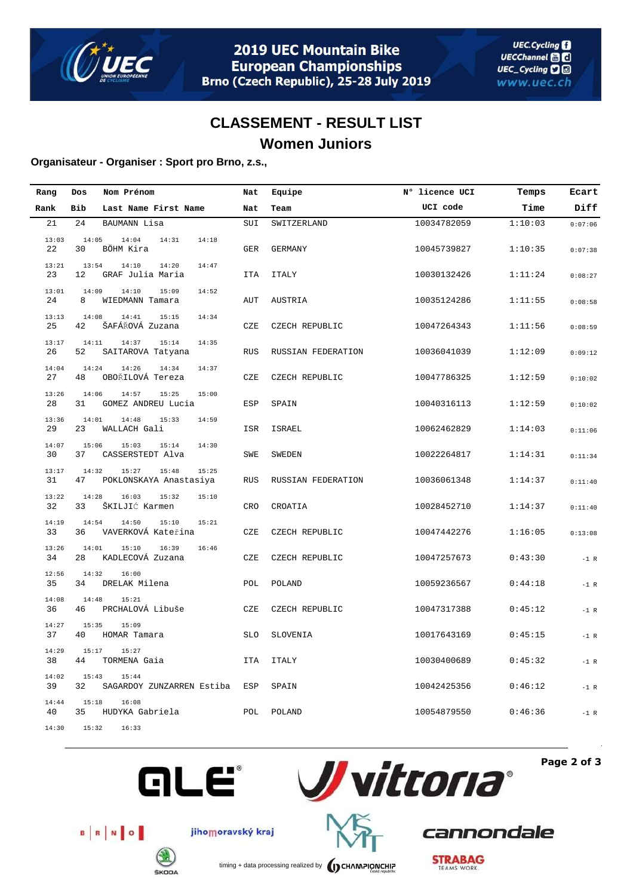## CLASSEMENT - RESULT LIST

## Women Juniors

**Organisateur - Organiser : Sport pro Brno, z.s.,**

| Rang<br>Rank | Dos<br>Bib | Nom Prénom<br>Last Name First Name | Nat<br>Nat | Equipe<br>Team | N° licence UCI<br>UCI code | Temps<br>Time | Ecart<br>Diff |
|---|---|---|---|---|---|---|---|
| 21 | 24 | BAUMANN Lisa | SUI | SWITZERLAND | 10034782059 | 1:10:03 | 0:07:06 |
| 13:03 | 14:05 | 14:04 14:31 14:18 | | | | | |
| 22 | 30 | BÖHM Kira | GER | GERMANY | 10045739827 | 1:10:35 | 0:07:38 |
| 13:21 | 13:54 | 14:10 14:20 14:47 | | | | | |
| 23 | 12 | GRAF Julia Maria | ITA | ITALY | 10030132426 | 1:11:24 | 0:08:27 |
| 13:01 | 14:09 | 14:10 15:09 14:52 | | | | | |
| 24 | 8 | WIEDMANN Tamara | AUT | AUSTRIA | 10035124286 | 1:11:55 | 0:08:58 |
| 13:13 | 14:08 | 14:41 15:15 14:34 | | | | | |
| 25 | 42 | ŠAFÁŘOVÁ Zuzana | CZE | CZECH REPUBLIC | 10047264343 | 1:11:56 | 0:08:59 |
| 13:17 | 14:11 | 14:37 15:14 14:35 | | | | | |
| 26 | 52 | SAITAROVA Tatyana | RUS | RUSSIAN FEDERATION | 10036041039 | 1:12:09 | 0:09:12 |
| 14:04 | 14:24 | 14:26 14:34 14:37 | | | | | |
| 27 | 48 | OBOŘILOVÁ Tereza | CZE | CZECH REPUBLIC | 10047786325 | 1:12:59 | 0:10:02 |
| 13:26 | 14:06 | 14:57 15:25 15:00 | | | | | |
| 28 | 31 | GOMEZ ANDREU Lucia | ESP | SPAIN | 10040316113 | 1:12:59 | 0:10:02 |
| 13:36 | 14:01 | 14:48 15:33 14:59 | | | | | |
| 29 | 23 | WALLACH Gali | ISR | ISRAEL | 10062462829 | 1:14:03 | 0:11:06 |
| 14:07 | 15:06 | 15:03 15:14 14:30 | | | | | |
| 30 | 37 | CASSERSTEDT Alva | SWE | SWEDEN | 10022264817 | 1:14:31 | 0:11:34 |
| 13:17 | 14:32 | 15:27 15:48 15:25 | | | | | |
| 31 | 47 | POKLONSKAYA Anastasiya | RUS | RUSSIAN FEDERATION | 10036061348 | 1:14:37 | 0:11:40 |
| 13:22 | 14:28 | 16:03 15:32 15:10 | | | | | |
| 32 | 33 | ŠKILJIĆ Karmen | CRO | CROATIA | 10028452710 | 1:14:37 | 0:11:40 |
| 14:19 | 14:54 | 14:50 15:10 15:21 | | | | | |
| 33 | 36 | VAVERKOVÁ Kateřina | CZE | CZECH REPUBLIC | 10047442276 | 1:16:05 | 0:13:08 |
| 13:26 | 14:01 | 15:10 16:39 16:46 | | | | | |
| 34 | 28 | KADLECOVÁ Zuzana | CZE | CZECH REPUBLIC | 10047257673 | 0:43:30 | -1 R |
| 12:56 | 14:32 | 16:00 | | | | | |
| 35 | 34 | DRELAK Milena | POL | POLAND | 10059236567 | 0:44:18 | -1 R |
| 14:08 | 14:48 | 15:21 | | | | | |
| 36 | 46 | PRCHALOVÁ Libuše | CZE | CZECH REPUBLIC | 10047317388 | 0:45:12 | -1 R |
| 14:27 | 15:35 | 15:09 | | | | | |
| 37 | 40 | HOMAR Tamara | SLO | SLOVENIA | 10017643169 | 0:45:15 | -1 R |
| 14:29 | 15:17 | 15:27 | | | | | |
| 38 | 44 | TORMENA Gaia | ITA | ITALY | 10030400689 | 0:45:32 | -1 R |
| 14:02 | 15:43 | 15:44 | | | | | |
| 39 | 32 | SAGARDOY ZUNZARREN Estiba | ESP | SPAIN | 10042425356 | 0:46:12 | -1 R |
| 14:44 | 15:18 | 16:08 | | | | | |
| 40 | 35 | HUDYKA Gabriela | POL | POLAND | 10054879550 | 0:46:36 | -1 R |
| 14:30 | 15:32 | 16:33 | | | | | |

timing + data processing realized by CHAMPIONCHIP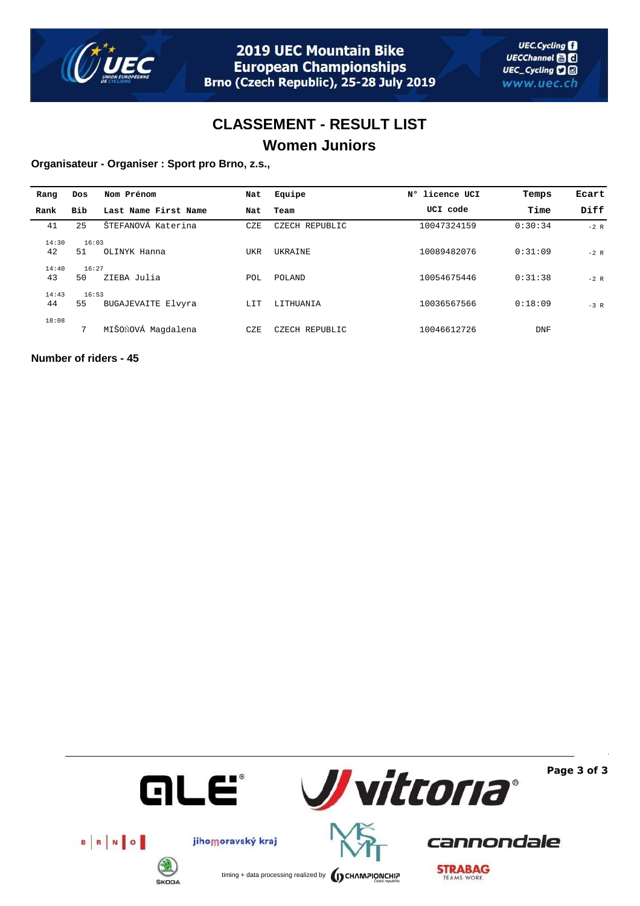## CLASSEMENT - RESULT LIST

## Women Juniors

**Organisateur - Organiser : Sport pro Brno, z.s.,**

| Rang<br>Rank | Dos<br>Bib | Nom Prénom<br>Last Name First Name | Nat<br>Nat | Equipe<br>Team | N° licence UCI<br>UCI code | Temps<br>Time | Ecart<br>Diff |
|---|---|---|---|---|---|---|---|
| 41 | 25 | ŠTEFANOVÁ Katerina | CZE | CZECH REPUBLIC | 10047324159 | 0:30:34 | -2 R |
| 14:30 | 16:03 | | | | | | |
| 42 | 51 | OLINYK Hanna | UKR | UKRAINE | 10089482076 | 0:31:09 | -2 R |
| 14:40 | 16:27 | | | | | | |
| 43 | 50 | ZIEBA Julia | POL | POLAND | 10054675446 | 0:31:38 | -2 R |
| 14:43 | 16:53 | | | | | | |
| 44 | 55 | BUGAJEVAITE Elvyra | LIT | LITHUANIA | 10036567566 | 0:18:09 | -3 R |
| 18:08 | | | | | | | |
| | 7 | MIŠOŇOVÁ Magdalena | CZE | CZECH REPUBLIC | 10046612726 | DNF | |

**Number of riders - 45**